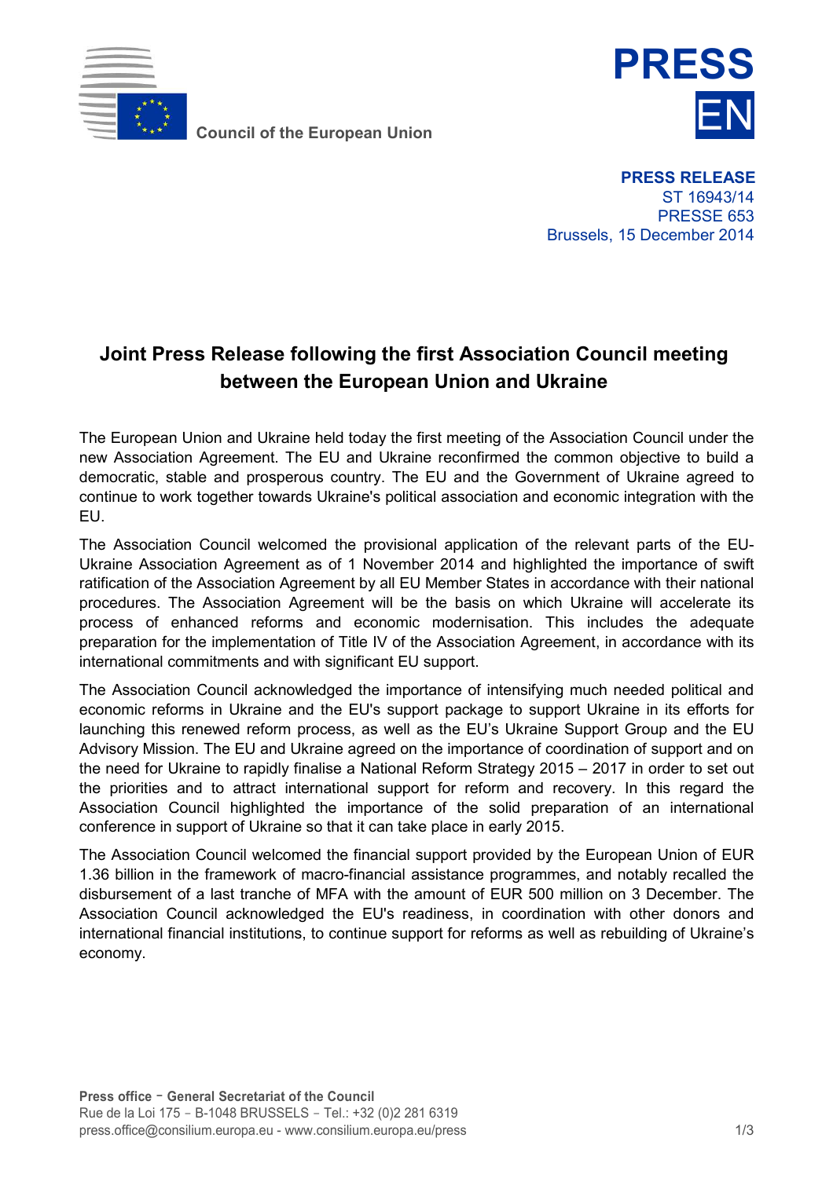Council of the European Union

**PRESS**
**EN**

**PRESS RELEASE**
ST 16943/14
PRESSE 653
Brussels, 15 December 2014

# Joint Press Release following the first Association Council meeting between the European Union and Ukraine

The European Union and Ukraine held today the first meeting of the Association Council under the new Association Agreement. The EU and Ukraine reconfirmed the common objective to build a democratic, stable and prosperous country. The EU and the Government of Ukraine agreed to continue to work together towards Ukraine's political association and economic integration with the EU.

The Association Council welcomed the provisional application of the relevant parts of the EU-Ukraine Association Agreement as of 1 November 2014 and highlighted the importance of swift ratification of the Association Agreement by all EU Member States in accordance with their national procedures. The Association Agreement will be the basis on which Ukraine will accelerate its process of enhanced reforms and economic modernisation. This includes the adequate preparation for the implementation of Title IV of the Association Agreement, in accordance with its international commitments and with significant EU support.

The Association Council acknowledged the importance of intensifying much needed political and economic reforms in Ukraine and the EU's support package to support Ukraine in its efforts for launching this renewed reform process, as well as the EU's Ukraine Support Group and the EU Advisory Mission. The EU and Ukraine agreed on the importance of coordination of support and on the need for Ukraine to rapidly finalise a National Reform Strategy 2015 – 2017 in order to set out the priorities and to attract international support for reform and recovery. In this regard the Association Council highlighted the importance of the solid preparation of an international conference in support of Ukraine so that it can take place in early 2015.

The Association Council welcomed the financial support provided by the European Union of EUR 1.36 billion in the framework of macro-financial assistance programmes, and notably recalled the disbursement of a last tranche of MFA with the amount of EUR 500 million on 3 December. The Association Council acknowledged the EU's readiness, in coordination with other donors and international financial institutions, to continue support for reforms as well as rebuilding of Ukraine's economy.

**Press office - General Secretariat of the Council**
Rue de la Loi 175 - B-1048 BRUSSELS - Tel.: +32 (0)2 281 6319
press.office@consilium.europa.eu - www.consilium.europa.eu/press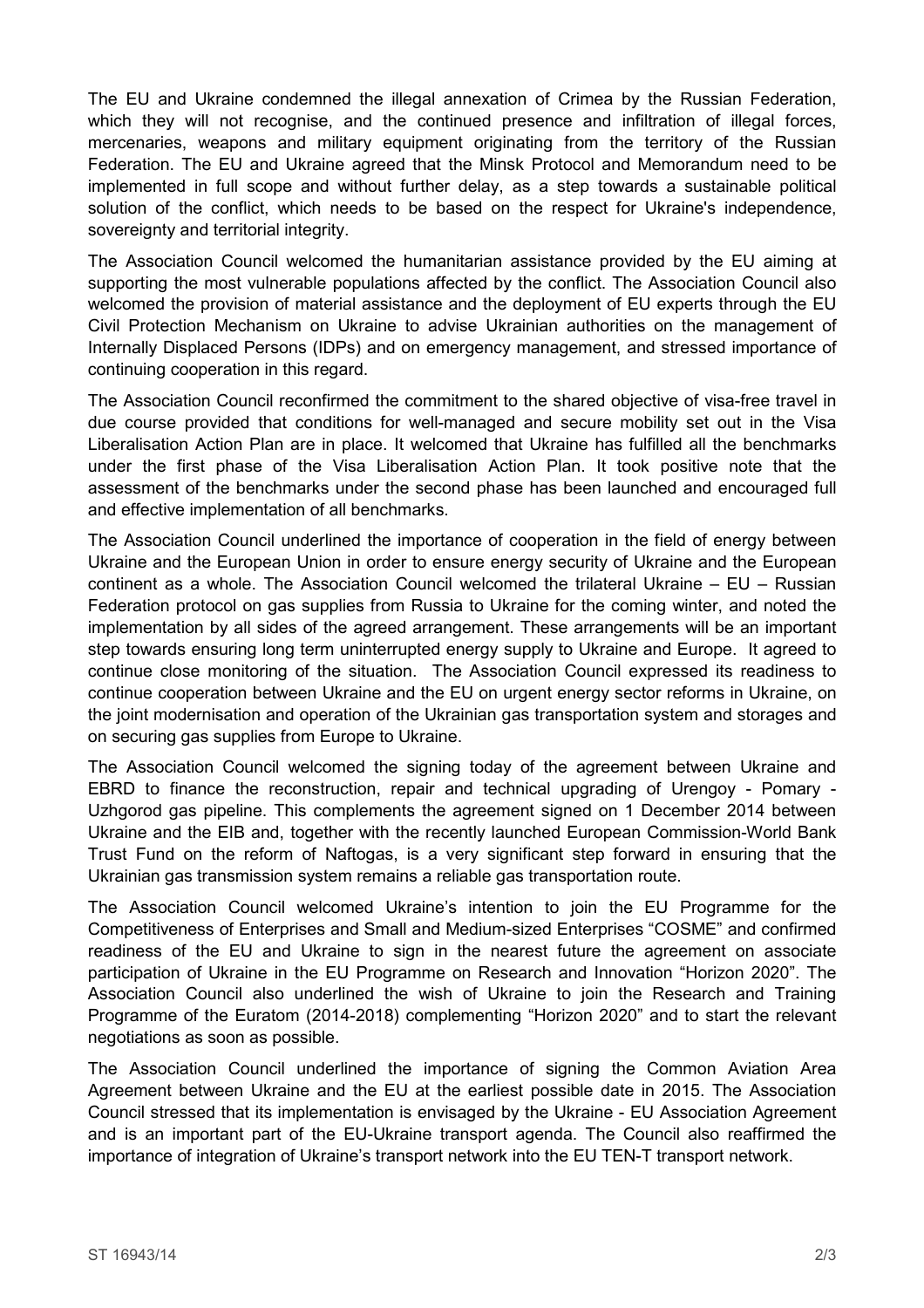The EU and Ukraine condemned the illegal annexation of Crimea by the Russian Federation, which they will not recognise, and the continued presence and infiltration of illegal forces, mercenaries, weapons and military equipment originating from the territory of the Russian Federation. The EU and Ukraine agreed that the Minsk Protocol and Memorandum need to be implemented in full scope and without further delay, as a step towards a sustainable political solution of the conflict, which needs to be based on the respect for Ukraine's independence, sovereignty and territorial integrity.

The Association Council welcomed the humanitarian assistance provided by the EU aiming at supporting the most vulnerable populations affected by the conflict. The Association Council also welcomed the provision of material assistance and the deployment of EU experts through the EU Civil Protection Mechanism on Ukraine to advise Ukrainian authorities on the management of Internally Displaced Persons (IDPs) and on emergency management, and stressed importance of continuing cooperation in this regard.

The Association Council reconfirmed the commitment to the shared objective of visa-free travel in due course provided that conditions for well-managed and secure mobility set out in the Visa Liberalisation Action Plan are in place. It welcomed that Ukraine has fulfilled all the benchmarks under the first phase of the Visa Liberalisation Action Plan. It took positive note that the assessment of the benchmarks under the second phase has been launched and encouraged full and effective implementation of all benchmarks.

The Association Council underlined the importance of cooperation in the field of energy between Ukraine and the European Union in order to ensure energy security of Ukraine and the European continent as a whole. The Association Council welcomed the trilateral Ukraine – EU – Russian Federation protocol on gas supplies from Russia to Ukraine for the coming winter, and noted the implementation by all sides of the agreed arrangement. These arrangements will be an important step towards ensuring long term uninterrupted energy supply to Ukraine and Europe. It agreed to continue close monitoring of the situation. The Association Council expressed its readiness to continue cooperation between Ukraine and the EU on urgent energy sector reforms in Ukraine, on the joint modernisation and operation of the Ukrainian gas transportation system and storages and on securing gas supplies from Europe to Ukraine.

The Association Council welcomed the signing today of the agreement between Ukraine and EBRD to finance the reconstruction, repair and technical upgrading of Urengoy - Pomary - Uzhgorod gas pipeline. This complements the agreement signed on 1 December 2014 between Ukraine and the EIB and, together with the recently launched European Commission-World Bank Trust Fund on the reform of Naftogas, is a very significant step forward in ensuring that the Ukrainian gas transmission system remains a reliable gas transportation route.

The Association Council welcomed Ukraine's intention to join the EU Programme for the Competitiveness of Enterprises and Small and Medium-sized Enterprises "COSME" and confirmed readiness of the EU and Ukraine to sign in the nearest future the agreement on associate participation of Ukraine in the EU Programme on Research and Innovation "Horizon 2020". The Association Council also underlined the wish of Ukraine to join the Research and Training Programme of the Euratom (2014-2018) complementing "Horizon 2020" and to start the relevant negotiations as soon as possible.

The Association Council underlined the importance of signing the Common Aviation Area Agreement between Ukraine and the EU at the earliest possible date in 2015. The Association Council stressed that its implementation is envisaged by the Ukraine - EU Association Agreement and is an important part of the EU-Ukraine transport agenda. The Council also reaffirmed the importance of integration of Ukraine's transport network into the EU TEN-T transport network.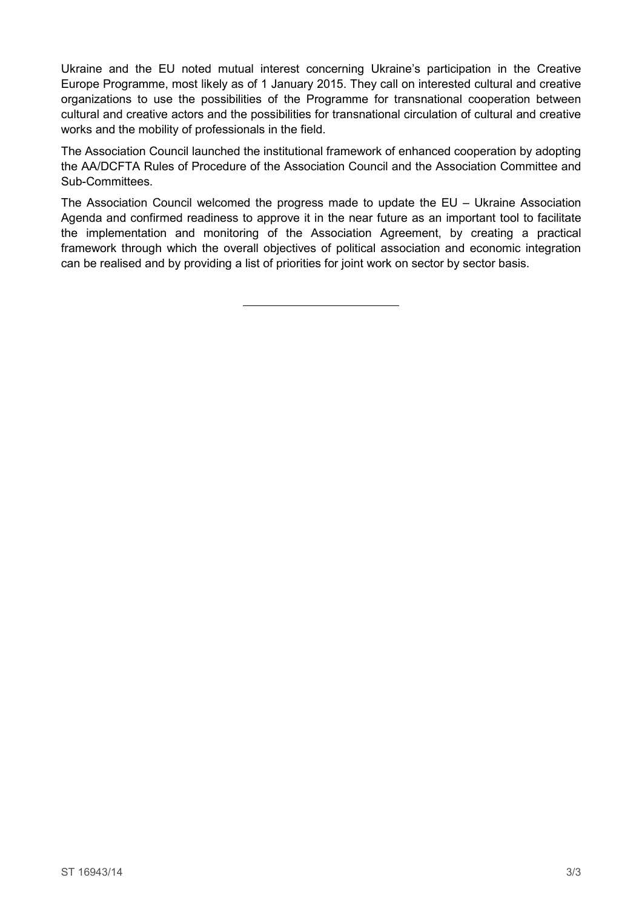Ukraine and the EU noted mutual interest concerning Ukraine's participation in the Creative Europe Programme, most likely as of 1 January 2015. They call on interested cultural and creative organizations to use the possibilities of the Programme for transnational cooperation between cultural and creative actors and the possibilities for transnational circulation of cultural and creative works and the mobility of professionals in the field.

The Association Council launched the institutional framework of enhanced cooperation by adopting the AA/DCFTA Rules of Procedure of the Association Council and the Association Committee and Sub-Committees.

The Association Council welcomed the progress made to update the EU – Ukraine Association Agenda and confirmed readiness to approve it in the near future as an important tool to facilitate the implementation and monitoring of the Association Agreement, by creating a practical framework through which the overall objectives of political association and economic integration can be realised and by providing a list of priorities for joint work on sector by sector basis.

---